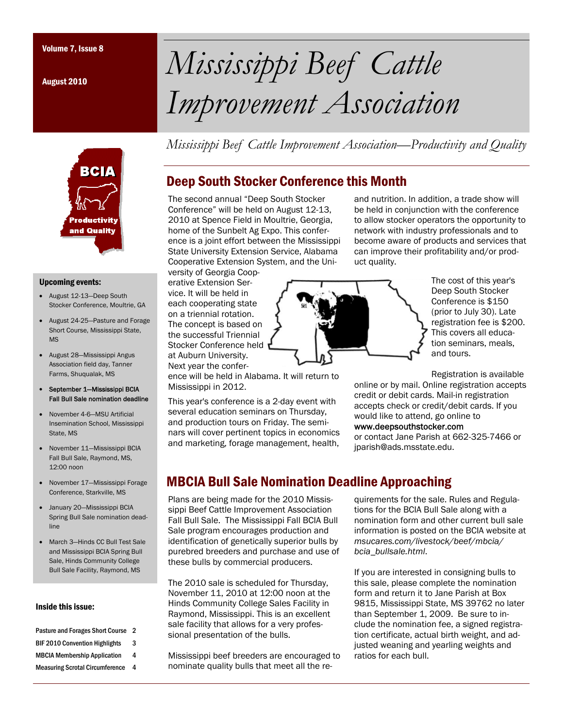Volume 7, Issue 8

August 2010

# Mississippi Beef Cattle Improvement Association

*Mississippi Beef Cattle Improvement Association—Productivity and Quality*

BCIA
Productivity and Quality

## Deep South Stocker Conference this Month

The second annual "Deep South Stocker Conference" will be held on August 12-13, 2010 at Spence Field in Moultrie, Georgia, home of the Sunbelt Ag Expo. This conference is a joint effort between the Mississippi State University Extension Service, Alabama Cooperative Extension System, and the University of Georgia Cooperative Extension Service. It will be held in each cooperating state on a triennial rotation. The concept is based on the successful Triennial Stocker Conference held at Auburn University. Next year the conference will be held in Alabama. It will return to Mississippi in 2012.

This year's conference is a 2-day event with several education seminars on Thursday, and production tours on Friday. The seminars will cover pertinent topics in economics and marketing, forage management, health, and nutrition. In addition, a trade show will be held in conjunction with the conference to allow stocker operators the opportunity to network with industry professionals and to become aware of products and services that can improve their profitability and/or product quality.

The cost of this year's Deep South Stocker Conference is $150 (prior to July 30). Late registration fee is $200. This covers all education seminars, meals, and tours.

Registration is available online or by mail. Online registration accepts credit or debit cards. Mail-in registration accepts check or credit/debit cards. If you would like to attend, go online to **www.deepsouthstocker.com** or contact Jane Parish at 662-325-7466 or jparish@ads.msstate.edu.

## MBCIA Bull Sale Nomination Deadline Approaching

Plans are being made for the 2010 Mississippi Beef Cattle Improvement Association Fall Bull Sale. The Mississippi Fall BCIA Bull Sale program encourages production and identification of genetically superior bulls by purebred breeders and purchase and use of these bulls by commercial producers.

The 2010 sale is scheduled for Thursday, November 11, 2010 at 12:00 noon at the Hinds Community College Sales Facility in Raymond, Mississippi. This is an excellent sale facility that allows for a very professional presentation of the bulls.

Mississippi beef breeders are encouraged to nominate quality bulls that meet all the requirements for the sale. Rules and Regulations for the BCIA Bull Sale along with a nomination form and other current bull sale information is posted on the BCIA website at *msucares.com/livestock/beef/mbcia/bcia_bullsale.html*.

If you are interested in consigning bulls to this sale, please complete the nomination form and return it to Jane Parish at Box 9815, Mississippi State, MS 39762 no later than September 1, 2009. Be sure to include the nomination fee, a signed registration certificate, actual birth weight, and adjusted weaning and yearling weights and ratios for each bull.

### Upcoming events:

- August 12-13—Deep South Stocker Conference, Moultrie, GA
- August 24-25—Pasture and Forage Short Course, Mississippi State, MS
- August 28—Mississippi Angus Association field day, Tanner Farms, Shuqualak, MS
- **September 1—Mississippi BCIA Fall Bull Sale nomination deadline**
- November 4-6—MSU Artificial Insemination School, Mississippi State, MS
- November 11—Mississippi BCIA Fall Bull Sale, Raymond, MS, 12:00 noon
- November 17—Mississippi Forage Conference, Starkville, MS
- January 20—Mississippi BCIA Spring Bull Sale nomination deadline
- March 3—Hinds CC Bull Test Sale and Mississippi BCIA Spring Bull Sale, Hinds Community College Bull Sale Facility, Raymond, MS

### Inside this issue:

| | |
|---|---|
| Pasture and Forages Short Course | 2 |
| BIF 2010 Convention Highlights | 3 |
| MBCIA Membership Application | 4 |
| Measuring Scrotal Circumference | 4 |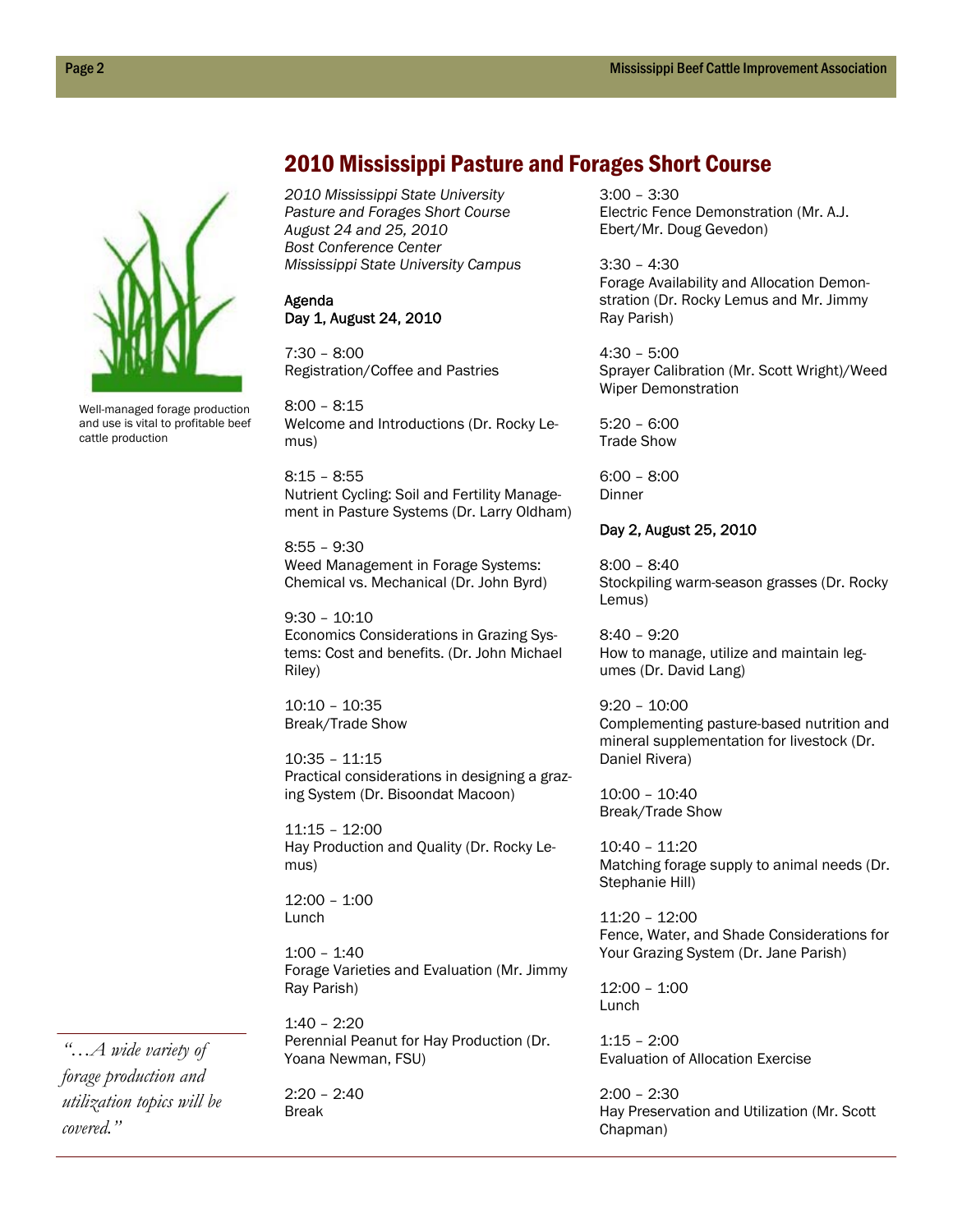## 2010 Mississippi Pasture and Forages Short Course

*2010 Mississippi State University Pasture and Forages Short Course*
*August 24 and 25, 2010*
*Bost Conference Center*
*Mississippi State University Campus*

Agenda
Day 1, August 24, 2010

7:30 – 8:00
Registration/Coffee and Pastries

8:00 – 8:15
Welcome and Introductions (Dr. Rocky Lemus)

8:15 – 8:55
Nutrient Cycling: Soil and Fertility Management in Pasture Systems (Dr. Larry Oldham)

8:55 – 9:30
Weed Management in Forage Systems: Chemical vs. Mechanical (Dr. John Byrd)

9:30 – 10:10
Economics Considerations in Grazing Systems: Cost and benefits. (Dr. John Michael Riley)

10:10 – 10:35
Break/Trade Show

10:35 – 11:15
Practical considerations in designing a grazing System (Dr. Bisoondat Macoon)

11:15 – 12:00
Hay Production and Quality (Dr. Rocky Lemus)

12:00 – 1:00
Lunch

1:00 – 1:40
Forage Varieties and Evaluation (Mr. Jimmy Ray Parish)

1:40 – 2:20
Perennial Peanut for Hay Production (Dr. Yoana Newman, FSU)

2:20 – 2:40
Break

3:00 – 3:30
Electric Fence Demonstration (Mr. A.J. Ebert/Mr. Doug Gevedon)

3:30 – 4:30
Forage Availability and Allocation Demonstration (Dr. Rocky Lemus and Mr. Jimmy Ray Parish)

4:30 – 5:00
Sprayer Calibration (Mr. Scott Wright)/Weed Wiper Demonstration

5:20 – 6:00
Trade Show

6:00 – 8:00
Dinner

Day 2, August 25, 2010

8:00 – 8:40
Stockpiling warm-season grasses (Dr. Rocky Lemus)

8:40 – 9:20
How to manage, utilize and maintain legumes (Dr. David Lang)

9:20 – 10:00
Complementing pasture-based nutrition and mineral supplementation for livestock (Dr. Daniel Rivera)

10:00 – 10:40
Break/Trade Show

10:40 – 11:20
Matching forage supply to animal needs (Dr. Stephanie Hill)

11:20 – 12:00
Fence, Water, and Shade Considerations for Your Grazing System (Dr. Jane Parish)

12:00 – 1:00
Lunch

1:15 – 2:00
Evaluation of Allocation Exercise

2:00 – 2:30
Hay Preservation and Utilization (Mr. Scott Chapman)

Well-managed forage production and use is vital to profitable beef cattle production

*"…A wide variety of forage production and utilization topics will be covered."*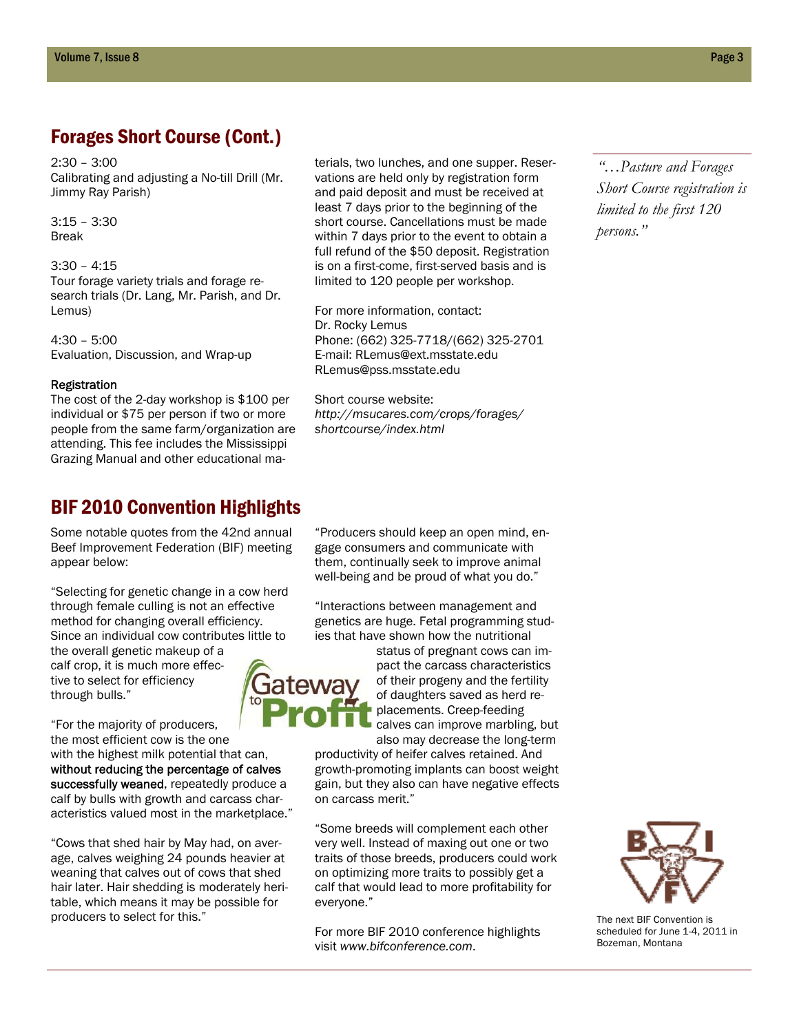## Forages Short Course (Cont.)

2:30 – 3:00
Calibrating and adjusting a No-till Drill (Mr. Jimmy Ray Parish)

3:15 – 3:30
Break

3:30 – 4:15
Tour forage variety trials and forage research trials (Dr. Lang, Mr. Parish, and Dr. Lemus)

4:30 – 5:00
Evaluation, Discussion, and Wrap-up

**Registration**

The cost of the 2-day workshop is $100 per individual or $75 per person if two or more people from the same farm/organization are attending. This fee includes the Mississippi Grazing Manual and other educational materials, two lunches, and one supper. Reservations are held only by registration form and paid deposit and must be received at least 7 days prior to the beginning of the short course. Cancellations must be made within 7 days prior to the event to obtain a full refund of the $50 deposit. Registration is on a first-come, first-served basis and is limited to 120 people per workshop.

For more information, contact:
Dr. Rocky Lemus
Phone: (662) 325-7718/(662) 325-2701
E-mail: RLemus@ext.msstate.edu
RLemus@pss.msstate.edu

Short course website:
*http://msucares.com/crops/forages/shortcourse/index.html*

*"…Pasture and Forages Short Course registration is limited to the first 120 persons."*

## BIF 2010 Convention Highlights

Some notable quotes from the 42nd annual Beef Improvement Federation (BIF) meeting appear below:

"Selecting for genetic change in a cow herd through female culling is not an effective method for changing overall efficiency. Since an individual cow contributes little to the overall genetic makeup of a calf crop, it is much more effective to select for efficiency through bulls."

"For the majority of producers, the most efficient cow is the one with the highest milk potential that can, **without reducing the percentage of calves successfully weaned**, repeatedly produce a calf by bulls with growth and carcass characteristics valued most in the marketplace."

"Cows that shed hair by May had, on average, calves weighing 24 pounds heavier at weaning that calves out of cows that shed hair later. Hair shedding is moderately heritable, which means it may be possible for producers to select for this."

"Producers should keep an open mind, engage consumers and communicate with them, continually seek to improve animal well-being and be proud of what you do."

"Interactions between management and genetics are huge. Fetal programming studies that have shown how the nutritional status of pregnant cows can impact the carcass characteristics of their progeny and the fertility of daughters saved as herd replacements. Creep-feeding calves can improve marbling, but also may decrease the long-term productivity of heifer calves retained. And growth-promoting implants can boost weight gain, but they also can have negative effects on carcass merit."

"Some breeds will complement each other very well. Instead of maxing out one or two traits of those breeds, producers could work on optimizing more traits to possibly get a calf that would lead to more profitability for everyone."

For more BIF 2010 conference highlights visit *www.bifconference.com*.

The next BIF Convention is scheduled for June 1-4, 2011 in Bozeman, Montana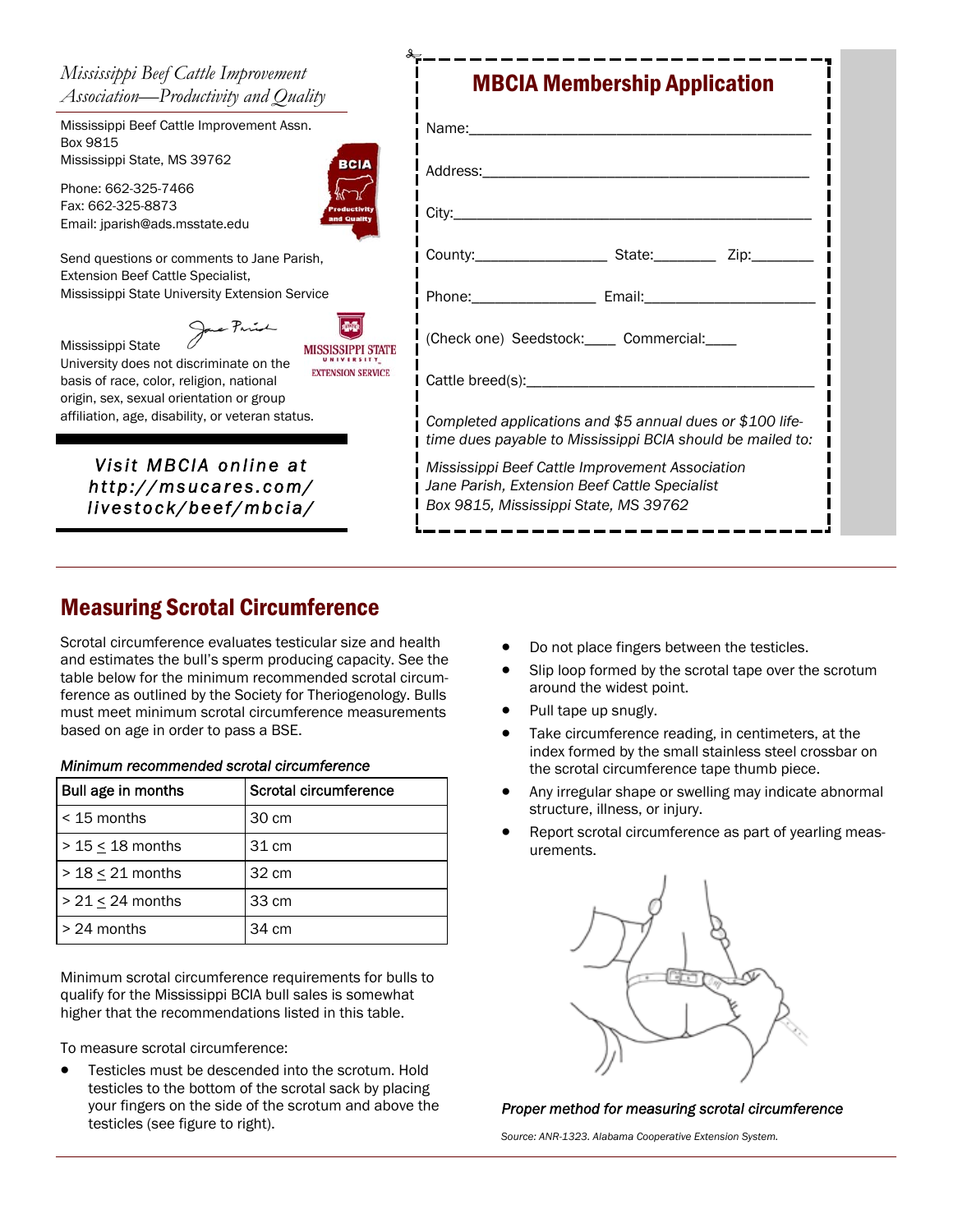*Mississippi Beef Cattle Improvement Association—Productivity and Quality*

Mississippi Beef Cattle Improvement Assn.
Box 9815
Mississippi State, MS 39762

Phone: 662-325-7466
Fax: 662-325-8873
Email: jparish@ads.msstate.edu

Send questions or comments to Jane Parish, Extension Beef Cattle Specialist, Mississippi State University Extension Service

Mississippi State University does not discriminate on the basis of race, color, religion, national origin, sex, sexual orientation or group affiliation, age, disability, or veteran status.

**Visit MBCIA online at http://msucares.com/livestock/beef/mbcia/**

## MBCIA Membership Application

Name:_______________________________________

Address:_____________________________________

City:________________________________________

County:_______________ State:_______ Zip:_______

Phone:_______________ Email:____________________

(Check one) Seedstock:____ Commercial:____

Cattle breed(s):_______________________________

*Completed applications and $5 annual dues or $100 life-time dues payable to Mississippi BCIA should be mailed to:*

*Mississippi Beef Cattle Improvement Association*
*Jane Parish, Extension Beef Cattle Specialist*
*Box 9815, Mississippi State, MS 39762*

## Measuring Scrotal Circumference

Scrotal circumference evaluates testicular size and health and estimates the bull's sperm producing capacity. See the table below for the minimum recommended scrotal circumference as outlined by the Society for Theriogenology. Bulls must meet minimum scrotal circumference measurements based on age in order to pass a BSE.

*Minimum recommended scrotal circumference*

| Bull age in months | Scrotal circumference |
|---|---|
| < 15 months | 30 cm |
| > 15 ≤ 18 months | 31 cm |
| > 18 ≤ 21 months | 32 cm |
| > 21 ≤ 24 months | 33 cm |
| > 24 months | 34 cm |

Minimum scrotal circumference requirements for bulls to qualify for the Mississippi BCIA bull sales is somewhat higher that the recommendations listed in this table.

To measure scrotal circumference:

- Testicles must be descended into the scrotum. Hold testicles to the bottom of the scrotal sack by placing your fingers on the side of the scrotum and above the testicles (see figure to right).
- Do not place fingers between the testicles.
- Slip loop formed by the scrotal tape over the scrotum around the widest point.
- Pull tape up snugly.
- Take circumference reading, in centimeters, at the index formed by the small stainless steel crossbar on the scrotal circumference tape thumb piece.
- Any irregular shape or swelling may indicate abnormal structure, illness, or injury.
- Report scrotal circumference as part of yearling measurements.

*Proper method for measuring scrotal circumference*

*Source: ANR-1323. Alabama Cooperative Extension System.*